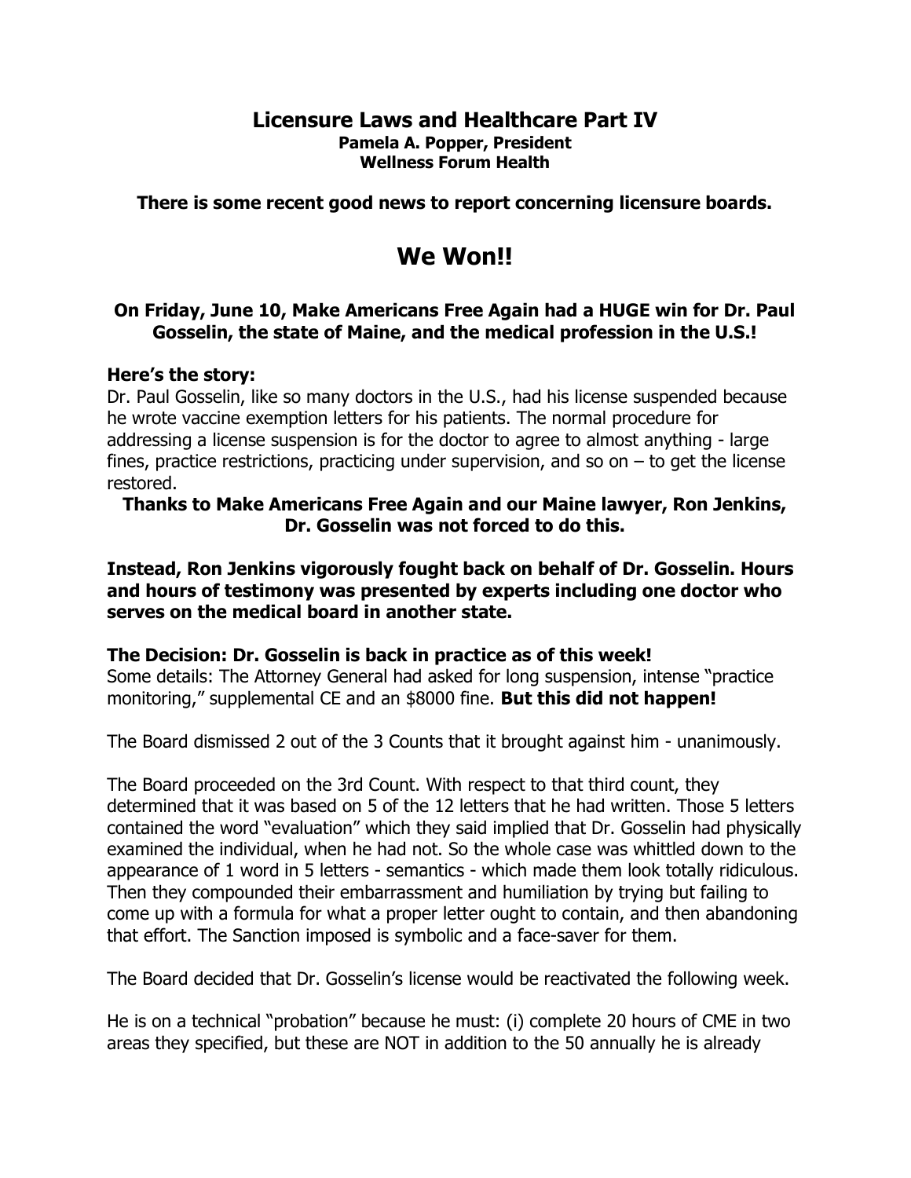# Licensure Laws and Healthcare Part IV

**Pamela A. Popper, President**
**Wellness Forum Health**

**There is some recent good news to report concerning licensure boards.**

## We Won!!

**On Friday, June 10, Make Americans Free Again had a HUGE win for Dr. Paul Gosselin, the state of Maine, and the medical profession in the U.S.!**

**Here's the story:**
Dr. Paul Gosselin, like so many doctors in the U.S., had his license suspended because he wrote vaccine exemption letters for his patients. The normal procedure for addressing a license suspension is for the doctor to agree to almost anything - large fines, practice restrictions, practicing under supervision, and so on – to get the license restored.

**Thanks to Make Americans Free Again and our Maine lawyer, Ron Jenkins, Dr. Gosselin was not forced to do this.**

**Instead, Ron Jenkins vigorously fought back on behalf of Dr. Gosselin. Hours and hours of testimony was presented by experts including one doctor who serves on the medical board in another state.**

**The Decision: Dr. Gosselin is back in practice as of this week!**
Some details: The Attorney General had asked for long suspension, intense "practice monitoring," supplemental CE and an $8000 fine. **But this did not happen!**

The Board dismissed 2 out of the 3 Counts that it brought against him - unanimously.

The Board proceeded on the 3rd Count. With respect to that third count, they determined that it was based on 5 of the 12 letters that he had written. Those 5 letters contained the word "evaluation" which they said implied that Dr. Gosselin had physically examined the individual, when he had not. So the whole case was whittled down to the appearance of 1 word in 5 letters - semantics - which made them look totally ridiculous. Then they compounded their embarrassment and humiliation by trying but failing to come up with a formula for what a proper letter ought to contain, and then abandoning that effort. The Sanction imposed is symbolic and a face-saver for them.

The Board decided that Dr. Gosselin's license would be reactivated the following week.

He is on a technical "probation" because he must: (i) complete 20 hours of CME in two areas they specified, but these are NOT in addition to the 50 annually he is already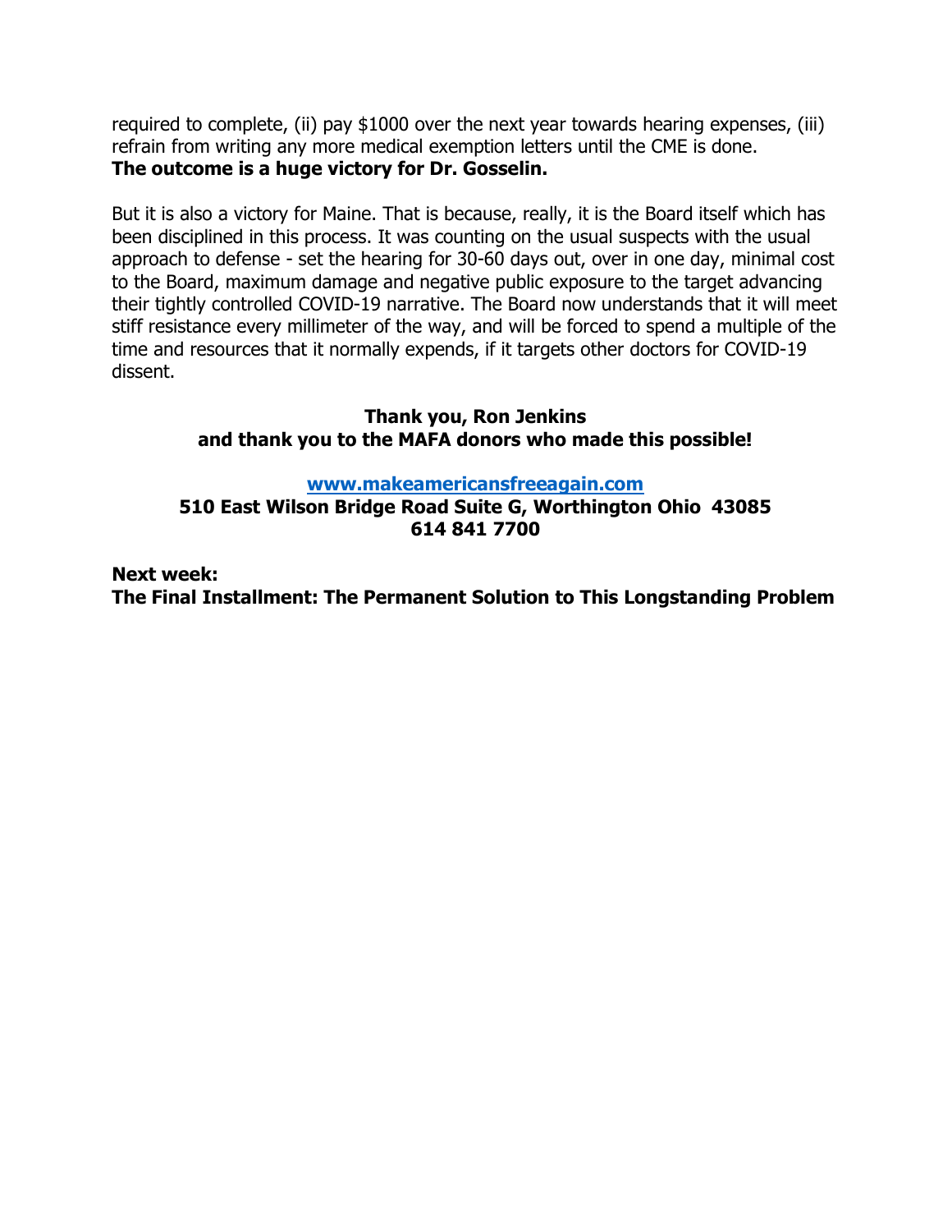required to complete, (ii) pay $1000 over the next year towards hearing expenses, (iii) refrain from writing any more medical exemption letters until the CME is done.
**The outcome is a huge victory for Dr. Gosselin.**

But it is also a victory for Maine. That is because, really, it is the Board itself which has been disciplined in this process. It was counting on the usual suspects with the usual approach to defense - set the hearing for 30-60 days out, over in one day, minimal cost to the Board, maximum damage and negative public exposure to the target advancing their tightly controlled COVID-19 narrative. The Board now understands that it will meet stiff resistance every millimeter of the way, and will be forced to spend a multiple of the time and resources that it normally expends, if it targets other doctors for COVID-19 dissent.

**Thank you, Ron Jenkins**
**and thank you to the MAFA donors who made this possible!**

**[www.makeamericansfreeagain.com](http://www.makeamericansfreeagain.com)**
**510 East Wilson Bridge Road Suite G, Worthington Ohio 43085**
**614 841 7700**

**Next week:**
**The Final Installment: The Permanent Solution to This Longstanding Problem**